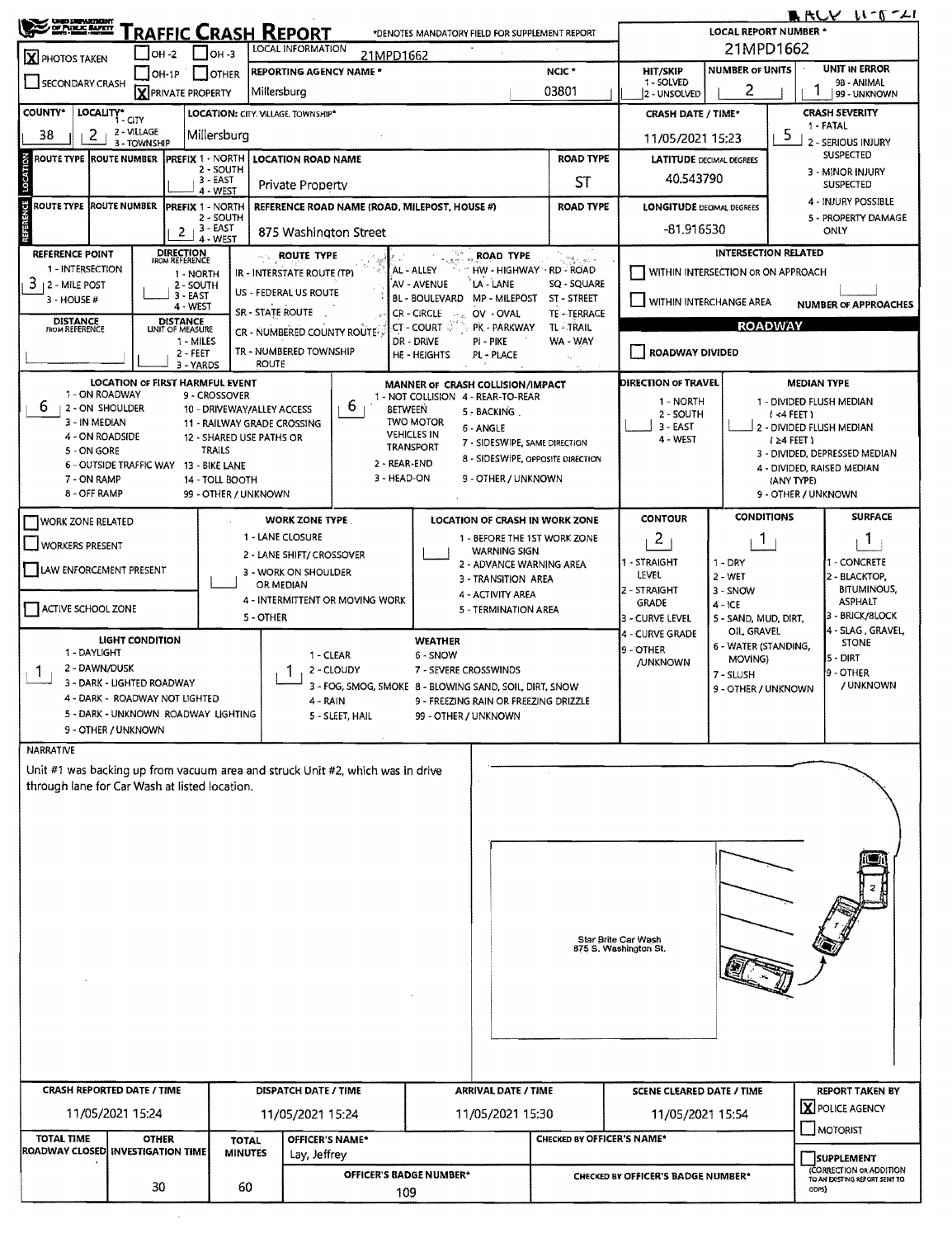# TRAFFIC CRASH REPORT

*DENOTES MANDATORY FIELD FOR SUPPLEMENT REPORT

ACV 11-8-21

**LOCAL REPORT NUMBER ***: 21MPD1662

- [X] PHOTOS TAKEN
- [ ] OH -2
- [ ] OH -3
- [ ] OH-1P
- [ ] OTHER
- [ ] SECONDARY CRASH
- [X] PRIVATE PROPERTY

**LOCAL INFORMATION:** 21MPD1662

**REPORTING AGENCY NAME ***: Millersburg

**NCIC ***: 03801

**HIT/SKIP** (1 - SOLVED, 2 - UNSOLVED):

**NUMBER OF UNITS:** 2

**UNIT IN ERROR** (98 - ANIMAL, 99 - UNKNOWN): 1

**COUNTY***: 38

**LOCALITY*** (1 - CITY, 2 - VILLAGE, 3 - TOWNSHIP): 2

**LOCATION: CITY, VILLAGE, TOWNSHIP***: Millersburg

**CRASH DATE / TIME***: 11/05/2021 15:23

**CRASH SEVERITY** (1 - FATAL, 2 - SERIOUS INJURY SUSPECTED, 3 - MINOR INJURY SUSPECTED, 4 - INJURY POSSIBLE, 5 - PROPERTY DAMAGE ONLY): 5

## LOCATION

| ROUTE TYPE | ROUTE NUMBER | PREFIX (1 - NORTH, 2 - SOUTH, 3 - EAST, 4 - WEST) | LOCATION ROAD NAME | ROAD TYPE |
|---|---|---|---|---|
| | | | Private Property | ST |

**LATITUDE** DECIMAL DEGREES: 40.543790

## REFERENCE

| ROUTE TYPE | ROUTE NUMBER | PREFIX (1 - NORTH, 2 - SOUTH, 3 - EAST, 4 - WEST) | REFERENCE ROAD NAME (ROAD, MILEPOST, HOUSE #) | ROAD TYPE |
|---|---|---|---|---|
| | | 2 | 875 Washington Street | |

**LONGITUDE** DECIMAL DEGREES: -81.916530

**REFERENCE POINT** (1 - INTERSECTION, 2 - MILE POST, 3 - HOUSE #): 3

**DIRECTION FROM REFERENCE** (1 - NORTH, 2 - SOUTH, 3 - EAST, 4 - WEST):

**DISTANCE FROM REFERENCE:**

**DISTANCE UNIT OF MEASURE** (1 - MILES, 2 - FEET, 3 - YARDS):

**ROUTE TYPE:** IR - INTERSTATE ROUTE (TP); US - FEDERAL US ROUTE; SR - STATE ROUTE; CR - NUMBERED COUNTY ROUTE; TR - NUMBERED TOWNSHIP ROUTE

**ROAD TYPE:** AL - ALLEY; AV - AVENUE; BL - BOULEVARD; CR - CIRCLE; CT - COURT; DR - DRIVE; HE - HEIGHTS; HW - HIGHWAY; LA - LANE; MP - MILEPOST; OV - OVAL; PK - PARKWAY; PI - PIKE; PL - PLACE; RD - ROAD; SQ - SQUARE; ST - STREET; TE - TERRACE; TL - TRAIL; WA - WAY

## INTERSECTION RELATED

- [ ] WITHIN INTERSECTION OR ON APPROACH
- [ ] WITHIN INTERCHANGE AREA

**NUMBER OF APPROACHES:**

## ROADWAY

- [ ] ROADWAY DIVIDED

**LOCATION OF FIRST HARMFUL EVENT:** 6

1 - ON ROADWAY; 2 - ON SHOULDER; 3 - IN MEDIAN; 4 - ON ROADSIDE; 5 - ON GORE; 6 - OUTSIDE TRAFFIC WAY; 7 - ON RAMP; 8 - OFF RAMP; 9 - CROSSOVER; 10 - DRIVEWAY/ALLEY ACCESS; 11 - RAILWAY GRADE CROSSING; 12 - SHARED USE PATHS OR TRAILS; 13 - BIKE LANE; 14 - TOLL BOOTH; 99 - OTHER / UNKNOWN

**MANNER OF CRASH COLLISION/IMPACT:** 6

1 - NOT COLLISION BETWEEN TWO MOTOR VEHICLES IN TRANSPORT; 2 - REAR-END; 3 - HEAD-ON; 4 - REAR-TO-REAR; 5 - BACKING; 6 - ANGLE; 7 - SIDESWIPE, SAME DIRECTION; 8 - SIDESWIPE, OPPOSITE DIRECTION; 9 - OTHER / UNKNOWN

**DIRECTION OF TRAVEL** (1 - NORTH, 2 - SOUTH, 3 - EAST, 4 - WEST):

**MEDIAN TYPE:** 1 - DIVIDED FLUSH MEDIAN (<4 FEET); 2 - DIVIDED FLUSH MEDIAN (≥4 FEET); 3 - DIVIDED, DEPRESSED MEDIAN; 4 - DIVIDED, RAISED MEDIAN (ANY TYPE); 9 - OTHER / UNKNOWN

- [ ] WORK ZONE RELATED
- [ ] WORKERS PRESENT
- [ ] LAW ENFORCEMENT PRESENT
- [ ] ACTIVE SCHOOL ZONE

**WORK ZONE TYPE:** 1 - LANE CLOSURE; 2 - LANE SHIFT/ CROSSOVER; 3 - WORK ON SHOULDER OR MEDIAN; 4 - INTERMITTENT OR MOVING WORK; 5 - OTHER

**LOCATION OF CRASH IN WORK ZONE:** 1 - BEFORE THE 1ST WORK ZONE WARNING SIGN; 2 - ADVANCE WARNING AREA; 3 - TRANSITION AREA; 4 - ACTIVITY AREA; 5 - TERMINATION AREA

**CONTOUR:** 2 (1 - STRAIGHT LEVEL; 2 - STRAIGHT GRADE; 3 - CURVE LEVEL; 4 - CURVE GRADE; 9 - OTHER /UNKNOWN)

**CONDITIONS:** 1 (1 - DRY; 2 - WET; 3 - SNOW; 4 - ICE; 5 - SAND, MUD, DIRT, OIL, GRAVEL; 6 - WATER (STANDING, MOVING); 7 - SLUSH; 9 - OTHER / UNKNOWN)

**SURFACE:** 1 (1 - CONCRETE; 2 - BLACKTOP, BITUMINOUS, ASPHALT; 3 - BRICK/BLOCK; 4 - SLAG, GRAVEL, STONE; 5 - DIRT; 9 - OTHER / UNKNOWN)

**LIGHT CONDITION:** 1 (1 - DAYLIGHT; 2 - DAWN/DUSK; 3 - DARK - LIGHTED ROADWAY; 4 - DARK - ROADWAY NOT LIGHTED; 5 - DARK - UNKNOWN ROADWAY LIGHTING; 9 - OTHER / UNKNOWN)

**WEATHER:** 1 (1 - CLEAR; 2 - CLOUDY; 3 - FOG, SMOG, SMOKE; 4 - RAIN; 5 - SLEET, HAIL; 6 - SNOW; 7 - SEVERE CROSSWINDS; 8 - BLOWING SAND, SOIL, DIRT, SNOW; 9 - FREEZING RAIN OR FREEZING DRIZZLE; 99 - OTHER / UNKNOWN)

## NARRATIVE

Unit #1 was backing up from vacuum area and struck Unit #2, which was in drive through lane for Car Wash at listed location.

Star Brite Car Wash
875 S. Washington St.

| CRASH REPORTED DATE / TIME | DISPATCH DATE / TIME | ARRIVAL DATE / TIME | SCENE CLEARED DATE / TIME | REPORT TAKEN BY |
|---|---|---|---|---|
| 11/05/2021 15:24 | 11/05/2021 15:24 | 11/05/2021 15:30 | 11/05/2021 15:54 | [X] POLICE AGENCY [ ] MOTORIST |

| TOTAL TIME ROADWAY CLOSED | OTHER INVESTIGATION TIME | TOTAL MINUTES | OFFICER'S NAME* | CHECKED BY OFFICER'S NAME* |
|---|---|---|---|---|
| | 30 | 60 | Lay, Jeffrey | |

**OFFICER'S BADGE NUMBER***: 109

**CHECKED BY OFFICER'S BADGE NUMBER***:

- [ ] SUPPLEMENT (CORRECTION OR ADDITION TO AN EXISTING REPORT SENT TO ODPS)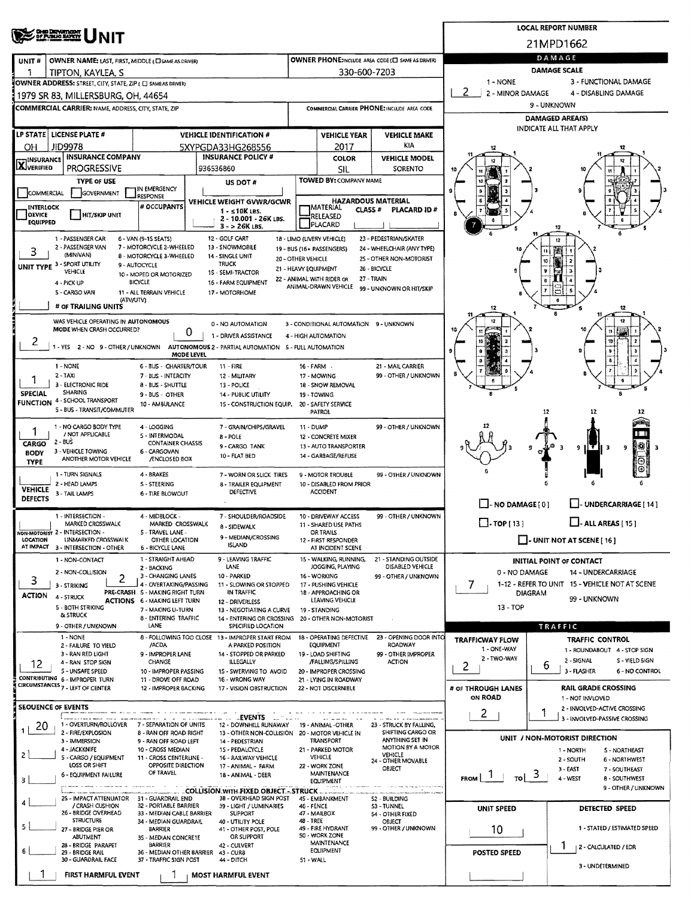# UNIT

**LOCAL REPORT NUMBER:** 21MPD1662

| UNIT # | OWNER NAME: LAST, FIRST, MIDDLE | OWNER PHONE |
|---|---|---|
| 1 | TIPTON, KAYLEA, S | 330-600-7203 |

**OWNER ADDRESS:** 1979 SR 83, MILLERSBURG, OH, 44654

**COMMERCIAL CARRIER:** NAME, ADDRESS, CITY, STATE, ZIP — **COMMERCIAL CARRIER PHONE:**

| LP STATE | LICENSE PLATE # | VEHICLE IDENTIFICATION # | VEHICLE YEAR | VEHICLE MAKE |
|---|---|---|---|---|
| OH | JID9978 | 5XYPGDA33HG268556 | 2017 | KIA |

| INSURANCE VERIFIED | INSURANCE COMPANY | INSURANCE POLICY # | COLOR | VEHICLE MODEL |
|---|---|---|---|---|
| X | PROGRESSIVE | 936536860 | SIL | SORENTO |

**TYPE OF USE:** COMMERCIAL / GOVERNMENT / IN EMERGENCY RESPONSE

**US DOT #:**

**TOWED BY:** COMPANY NAME

**INTERLOCK DEVICE EQUIPPED** / HIT/SKIP UNIT / # OCCUPANTS

**VEHICLE WEIGHT GVWR/GCWR:** 1 - ≤10K LBS. 2 - 10.001 - 26K LBS. 3 - > 26K LBS.

**HAZARDOUS MATERIAL:** MATERIAL CLASS # RELEASED PLACARD — PLACARD ID #

**UNIT TYPE:** 3
1 - PASSENGER CAR, 2 - PASSENGER VAN (MINIVAN), 3 - SPORT UTILITY VEHICLE, 4 - PICK UP, 5 - CARGO VAN, 6 - VAN (9-15 SEATS), 7 - MOTORCYCLE 2-WHEELED, 8 - MOTORCYCLE 3-WHEELED, 9 - AUTOCYCLE, 10 - MOPED OR MOTORIZED BICYCLE, 11 - ALL TERRAIN VEHICLE (ATV/UTV), 12 - GOLF CART, 13 - SNOWMOBILE, 14 - SINGLE UNIT TRUCK, 15 - SEMI-TRACTOR, 16 - FARM EQUIPMENT, 17 - MOTORHOME, 18 - LIMO (LIVERY VEHICLE), 19 - BUS (16+ PASSENGERS), 20 - OTHER VEHICLE, 21 - HEAVY EQUIPMENT, 22 - ANIMAL WITH RIDER OR ANIMAL-DRAWN VEHICLE, 23 - PEDESTRIAN/SKATER, 24 - WHEELCHAIR (ANY TYPE), 25 - OTHER NON-MOTORIST, 26 - BICYCLE, 27 - TRAIN, 99 - UNKNOWN OR HIT/SKIP

**# OF TRAILING UNITS:**

**WAS VEHICLE OPERATING IN AUTONOMOUS MODE WHEN CRASH OCCURRED?** 2
1 - YES 2 - NO 9 - OTHER / UNKNOWN

**AUTONOMOUS MODE LEVEL:** 0
0 - NO AUTOMATION, 1 - DRIVER ASSISTANCE, 2 - PARTIAL AUTOMATION, 3 - CONDITIONAL AUTOMATION, 4 - HIGH AUTOMATION, 5 - FULL AUTOMATION, 9 - UNKNOWN

**SPECIAL FUNCTION:** 1
1 - NONE, 2 - TAXI, 3 - ELECTRONIC RIDE SHARING, 4 - SCHOOL TRANSPORT, 5 - BUS - TRANSIT/COMMUTER, 6 - BUS - CHARTER/TOUR, 7 - BUS - INTERCITY, 8 - BUS - SHUTTLE, 9 - BUS - OTHER, 10 - AMBULANCE, 11 - FIRE, 12 - MILITARY, 13 - POLICE, 14 - PUBLIC UTILITY, 15 - CONSTRUCTION EQUIP., 16 - FARM, 17 - MOWING, 18 - SNOW REMOVAL, 19 - TOWING, 20 - SAFETY SERVICE PATROL, 21 - MAIL CARRIER, 99 - OTHER / UNKNOWN

**CARGO BODY TYPE:** 1
1 - NO CARGO BODY TYPE / NOT APPLICABLE, 2 - BUS, 3 - VEHICLE TOWING ANOTHER MOTOR VEHICLE, 4 - LOGGING, 5 - INTERMODAL CONTAINER CHASSIS, 6 - CARGOVAN /ENCLOSED BOX, 7 - GRAIN/CHIPS/GRAVEL, 8 - POLE, 9 - CARGO TANK, 10 - FLAT BED, 11 - DUMP, 12 - CONCRETE MIXER, 13 - AUTO TRANSPORTER, 14 - GARBAGE/REFUSE, 99 - OTHER / UNKNOWN

**VEHICLE DEFECTS:**
1 - TURN SIGNALS, 2 - HEAD LAMPS, 3 - TAIL LAMPS, 4 - BRAKES, 5 - STEERING, 6 - TIRE BLOWOUT, 7 - WORN OR SLICK TIRES, 8 - TRAILER EQUIPMENT DEFECTIVE, 9 - MOTOR TROUBLE, 10 - DISABLED FROM PRIOR ACCIDENT, 99 - OTHER / UNKNOWN

**NON-MOTORIST LOCATION AT IMPACT:**
1 - INTERSECTION - MARKED CROSSWALK, 2 - INTERSECTION - UNMARKED CROSSWALK, 3 - INTERSECTION - OTHER, 4 - MIDBLOCK - MARKED CROSSWALK, 5 - TRAVEL LANE - OTHER LOCATION, 6 - BICYCLE LANE, 7 - SHOULDER/ROADSIDE, 8 - SIDEWALK, 9 - MEDIAN/CROSSING ISLAND, 10 - DRIVEWAY ACCESS, 11 - SHARED USE PATHS OR TRAILS, 12 - FIRST RESPONDER AT INCIDENT SCENE, 99 - OTHER / UNKNOWN

**ACTION:** 3 — **PRE-CRASH ACTIONS:** 2
ACTION: 1 - NON-CONTACT, 2 - NON-COLLISION, 3 - STRIKING, 4 - STRUCK, 5 - BOTH STRIKING & STRUCK, 9 - OTHER / UNKNOWN
PRE-CRASH ACTIONS: 1 - STRAIGHT AHEAD, 2 - BACKING, 3 - CHANGING LANES, 4 - OVERTAKING/PASSING, 5 - MAKING RIGHT TURN, 6 - MAKING LEFT TURN, 7 - MAKING U-TURN, 8 - ENTERING TRAFFIC LANE, 9 - LEAVING TRAFFIC LANE, 10 - PARKED, 11 - SLOWING OR STOPPED IN TRAFFIC, 12 - DRIVERLESS, 13 - NEGOTIATING A CURVE, 14 - ENTERING OR CROSSING SPECIFIED LOCATION, 15 - WALKING, RUNNING, JOGGING, PLAYING, 16 - WORKING, 17 - PUSHING VEHICLE, 18 - APPROACHING OR LEAVING VEHICLE, 19 - STANDING, 20 - OTHER NON-MOTORIST, 21 - STANDING OUTSIDE DISABLED VEHICLE, 99 - OTHER / UNKNOWN

**CONTRIBUTING CIRCUMSTANCES:** 12
1 - NONE, 2 - FAILURE TO YIELD, 3 - RAN RED LIGHT, 4 - RAN STOP SIGN, 5 - UNSAFE SPEED, 6 - IMPROPER TURN, 7 - LEFT OF CENTER, 8 - FOLLOWING TOO CLOSE /ACDA, 9 - IMPROPER LANE CHANGE, 10 - IMPROPER PASSING, 11 - DROVE OFF ROAD, 12 - IMPROPER BACKING, 13 - IMPROPER START FROM A PARKED POSITION, 14 - STOPPED OR PARKED ILLEGALLY, 15 - SWERVING TO AVOID, 16 - WRONG WAY, 17 - VISION OBSTRUCTION, 18 - OPERATING DEFECTIVE EQUIPMENT, 19 - LOAD SHIFTING /FALLING/SPILLING, 20 - IMPROPER CROSSING, 21 - LYING IN ROADWAY, 22 - NOT DISCERNIBLE, 23 - OPENING DOOR INTO ROADWAY, 99 - OTHER IMPROPER ACTION

**SEQUENCE OF EVENTS:**

| # | Event |
|---|---|
| 1 | 20 |
| 2 | |
| 3 | |
| 4 | |
| 5 | |
| 6 | |

EVENTS: 1 - OVERTURN/ROLLOVER, 2 - FIRE/EXPLOSION, 3 - IMMERSION, 4 - JACKKNIFE, 5 - CARGO / EQUIPMENT LOSS OR SHIFT, 6 - EQUIPMENT FAILURE, 7 - SEPARATION OF UNITS, 8 - RAN OFF ROAD RIGHT, 9 - RAN OFF ROAD LEFT, 10 - CROSS MEDIAN, 11 - CROSS CENTERLINE - OPPOSITE DIRECTION OF TRAVEL, 12 - DOWNHILL RUNAWAY, 13 - OTHER NON-COLLISION, 14 - PEDESTRIAN, 15 - PEDALCYCLE, 16 - RAILWAY VEHICLE, 17 - ANIMAL - FARM, 18 - ANIMAL - DEER, 19 - ANIMAL -OTHER, 20 - MOTOR VEHICLE IN TRANSPORT, 21 - PARKED MOTOR VEHICLE, 22 - WORK ZONE MAINTENANCE EQUIPMENT, 23 - STRUCK BY FALLING, SHIFTING CARGO OR ANYTHING SET IN MOTION BY A MOTOR VEHICLE, 24 - OTHER MOVABLE OBJECT

COLLISION WITH FIXED OBJECT - STRUCK: 25 - IMPACT ATTENUATOR / CRASH CUSHION, 26 - BRIDGE OVERHEAD STRUCTURE, 27 - BRIDGE PIER OR ABUTMENT, 28 - BRIDGE PARAPET, 29 - BRIDGE RAIL, 30 - GUARDRAIL FACE, 31 - GUARDRAIL END, 32 - PORTABLE BARRIER, 33 - MEDIAN CABLE BARRIER, 34 - MEDIAN GUARDRAIL BARRIER, 35 - MEDIAN CONCRETE BARRIER, 36 - MEDIAN OTHER BARRIER, 37 - TRAFFIC SIGN POST, 38 - OVERHEAD SIGN POST, 39 - LIGHT / LUMINARIES SUPPORT, 40 - UTILITY POLE, 41 - OTHER POST, POLE OR SUPPORT, 42 - CULVERT, 43 - CURB, 44 - DITCH, 45 - EMBANKMENT, 46 - FENCE, 47 - MAILBOX, 48 - TREE, 49 - FIRE HYDRANT, 50 - WORK ZONE MAINTENANCE EQUIPMENT, 51 - WALL, 52 - BUILDING, 53 - TUNNEL, 54 - OTHER FIXED OBJECT, 99 - OTHER / UNKNOWN

**FIRST HARMFUL EVENT:** 1 — **MOST HARMFUL EVENT:** 1

## DAMAGE

**DAMAGE SCALE:** 2
1 - NONE, 2 - MINOR DAMAGE, 3 - FUNCTIONAL DAMAGE, 4 - DISABLING DAMAGE, 9 - UNKNOWN

**DAMAGED AREA(S):** INDICATE ALL THAT APPLY — 7

NO DAMAGE [0] / UNDERCARRIAGE [14] / TOP [13] / ALL AREAS [15] / UNIT NOT AT SCENE [16]

**INITIAL POINT OF CONTACT:** 7
0 - NO DAMAGE, 1-12 - REFER TO UNIT DIAGRAM, 13 - TOP, 14 - UNDERCARRIAGE, 15 - VEHICLE NOT AT SCENE, 99 - UNKNOWN

## TRAFFIC

**TRAFFICWAY FLOW:** 2 (1 - ONE-WAY, 2 - TWO-WAY)

**TRAFFIC CONTROL:** 6
1 - ROUNDABOUT, 2 - SIGNAL, 3 - FLASHER, 4 - STOP SIGN, 5 - YIELD SIGN, 6 - NO CONTROL

**# OF THROUGH LANES ON ROAD:** 2

**RAIL GRADE CROSSING:** 1
1 - NOT INVOLVED, 2 - INVOLVED-ACTIVE CROSSING, 3 - INVOLVED-PASSIVE CROSSING

**UNIT / NON-MOTORIST DIRECTION:** FROM 1 TO 3
1 - NORTH, 2 - SOUTH, 3 - EAST, 4 - WEST, 5 - NORTHEAST, 6 - NORTHWEST, 7 - SOUTHEAST, 8 - SOUTHWEST, 9 - OTHER / UNKNOWN

**UNIT SPEED:** 10

**POSTED SPEED:**

**DETECTED SPEED:** 1
1 - STATED / ESTIMATED SPEED, 2 - CALCULATED / EDR, 3 - UNDETERMINED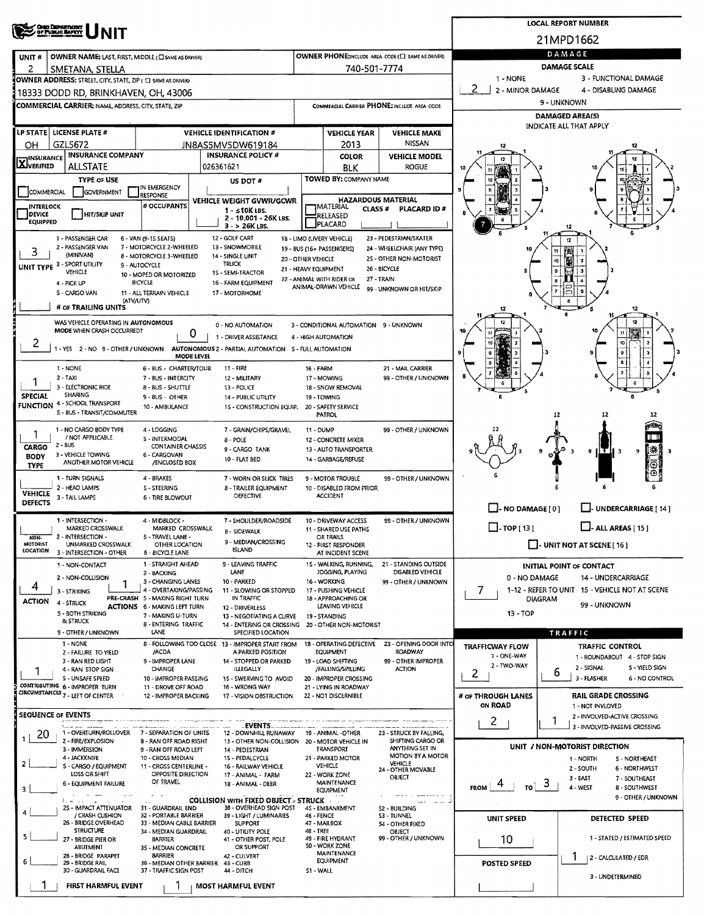# UNIT

**LOCAL REPORT NUMBER:** 21MPD1662

| UNIT # | OWNER NAME: LAST, FIRST, MIDDLE | OWNER PHONE |
| --- | --- | --- |
| 2 | SMETANA, STELLA | 740-501-7774 |

**OWNER ADDRESS:** 18333 DODD RD, BRINKHAVEN, OH, 43006

**COMMERCIAL CARRIER:**

**COMMERCIAL CARRIER PHONE:**

| LP STATE | LICENSE PLATE # | VEHICLE IDENTIFICATION # | VEHICLE YEAR | VEHICLE MAKE |
| --- | --- | --- | --- | --- |
| OH | GZL5672 | JN8AS5MV5DW619184 | 2013 | NISSAN |

| INSURANCE VERIFIED | INSURANCE COMPANY | INSURANCE POLICY # | COLOR | VEHICLE MODEL |
| --- | --- | --- | --- | --- |
| X | ALLSTATE | 026361621 | BLK | ROGUE |

**TYPE OF USE:** COMMERCIAL / GOVERNMENT / IN EMERGENCY RESPONSE

**US DOT #:**

**TOWED BY: COMPANY NAME:**

**VEHICLE WEIGHT GVWR/GCWR:** 1 - ≤10K LBS. 2 - 10,001 - 26K LBS. 3 - > 26K LBS.

**HAZARDOUS MATERIAL:** MATERIAL RELEASED / CLASS # / PLACARD ID # / PLACARD

**UNIT TYPE:** 3
1 - PASSENGER CAR, 2 - PASSENGER VAN (MINIVAN), 3 - SPORT UTILITY VEHICLE, 4 - PICK UP, 5 - CARGO VAN, 6 - VAN (9-15 SEATS), 7 - MOTORCYCLE 2-WHEELED, 8 - MOTORCYCLE 3-WHEELED, 9 - AUTOCYCLE, 10 - MOPED OR MOTORIZED BICYCLE, 11 - ALL TERRAIN VEHICLE (ATV/UTV), 12 - GOLF CART, 13 - SNOWMOBILE, 14 - SINGLE UNIT TRUCK, 15 - SEMI-TRACTOR, 16 - FARM EQUIPMENT, 17 - MOTORHOME, 18 - LIMO (LIVERY VEHICLE), 19 - BUS (16+ PASSENGERS), 20 - OTHER VEHICLE, 21 - HEAVY EQUIPMENT, 22 - ANIMAL WITH RIDER OR ANIMAL-DRAWN VEHICLE, 23 - PEDESTRIAN/SKATER, 24 - WHEELCHAIR (ANY TYPE), 25 - OTHER NON-MOTORIST, 26 - BICYCLE, 27 - TRAIN, 99 - UNKNOWN OR HIT/SKIP

**# OF TRAILING UNITS:**

**WAS VEHICLE OPERATING IN AUTONOMOUS MODE WHEN CRASH OCCURRED?** 2 (1 - YES, 2 - NO, 9 - OTHER / UNKNOWN)

**AUTONOMOUS MODE LEVEL:** 0 (0 - NO AUTOMATION, 1 - DRIVER ASSISTANCE, 2 - PARTIAL AUTOMATION, 3 - CONDITIONAL AUTOMATION, 4 - HIGH AUTOMATION, 5 - FULL AUTOMATION, 9 - UNKNOWN)

**SPECIAL FUNCTION:** 1
1 - NONE, 2 - TAXI, 3 - ELECTRONIC RIDE SHARING, 4 - SCHOOL TRANSPORT, 5 - BUS - TRANSIT/COMMUTER, 6 - BUS - CHARTER/TOUR, 7 - BUS - INTERCITY, 8 - BUS - SHUTTLE, 9 - BUS - OTHER, 10 - AMBULANCE, 11 - FIRE, 12 - MILITARY, 13 - POLICE, 14 - PUBLIC UTILITY, 15 - CONSTRUCTION EQUIP., 16 - FARM, 17 - MOWING, 18 - SNOW REMOVAL, 19 - TOWING, 20 - SAFETY SERVICE PATROL, 21 - MAIL CARRIER, 99 - OTHER / UNKNOWN

**CARGO BODY TYPE:** 1
1 - NO CARGO BODY TYPE / NOT APPLICABLE, 2 - BUS, 3 - VEHICLE TOWING ANOTHER MOTOR VEHICLE, 4 - LOGGING, 5 - INTERMODAL CONTAINER CHASSIS, 6 - CARGOVAN /ENCLOSED BOX, 7 - GRAIN/CHIPS/GRAVEL, 8 - POLE, 9 - CARGO TANK, 10 - FLAT BED, 11 - DUMP, 12 - CONCRETE MIXER, 13 - AUTO TRANSPORTER, 14 - GARBAGE/REFUSE, 99 - OTHER / UNKNOWN

**VEHICLE DEFECTS:**
1 - TURN SIGNALS, 2 - HEAD LAMPS, 3 - TAIL LAMPS, 4 - BRAKES, 5 - STEERING, 6 - TIRE BLOWOUT, 7 - WORN OR SLICK TIRES, 8 - TRAILER EQUIPMENT DEFECTIVE, 9 - MOTOR TROUBLE, 10 - DISABLED FROM PRIOR ACCIDENT, 99 - OTHER / UNKNOWN

**NON-MOTORIST LOCATION:**
1 - INTERSECTION - MARKED CROSSWALK, 2 - INTERSECTION - UNMARKED CROSSWALK, 3 - INTERSECTION - OTHER, 4 - MIDBLOCK - MARKED CROSSWALK, 5 - TRAVEL LANE - OTHER LOCATION, 6 - BICYCLE LANE, 7 - SHOULDER/ROADSIDE, 8 - SIDEWALK, 9 - MEDIAN/CROSSING ISLAND, 10 - DRIVEWAY ACCESS, 11 - SHARED USE PATHS OR TRAILS, 12 - FIRST RESPONDER AT INCIDENT SCENE, 99 - OTHER / UNKNOWN

**ACTION:** 4
1 - NON-CONTACT, 2 - NON-COLLISION, 3 - STRIKING, 4 - STRUCK, 5 - BOTH STRIKING & STRUCK, 9 - OTHER / UNKNOWN

**PRE-CRASH ACTIONS:** 1
1 - STRAIGHT AHEAD, 2 - BACKING, 3 - CHANGING LANES, 4 - OVERTAKING/PASSING, 5 - MAKING RIGHT TURN, 6 - MAKING LEFT TURN, 7 - MAKING U-TURN, 8 - ENTERING TRAFFIC LANE, 9 - LEAVING TRAFFIC LANE, 10 - PARKED, 11 - SLOWING OR STOPPED IN TRAFFIC, 12 - DRIVERLESS, 13 - NEGOTIATING A CURVE, 14 - ENTERING OR CROSSING SPECIFIED LOCATION, 15 - WALKING, RUNNING, JOGGING, PLAYING, 16 - WORKING, 17 - PUSHING VEHICLE, 18 - APPROACHING OR LEAVING VEHICLE, 19 - STANDING, 20 - OTHER NON-MOTORIST, 21 - STANDING OUTSIDE DISABLED VEHICLE, 99 - OTHER / UNKNOWN

**CONTRIBUTING CIRCUMSTANCES:** 1
1 - NONE, 2 - FAILURE TO YIELD, 3 - RAN RED LIGHT, 4 - RAN STOP SIGN, 5 - UNSAFE SPEED, 6 - IMPROPER TURN, 7 - LEFT OF CENTER, 8 - FOLLOWING TOO CLOSE /ACDA, 9 - IMPROPER LANE CHANGE, 10 - IMPROPER PASSING, 11 - DROVE OFF ROAD, 12 - IMPROPER BACKING, 13 - IMPROPER START FROM A PARKED POSITION, 14 - STOPPED OR PARKED ILLEGALLY, 15 - SWERVING TO AVOID, 16 - WRONG WAY, 17 - VISION OBSTRUCTION, 18 - OPERATING DEFECTIVE EQUIPMENT, 19 - LOAD SHIFTING /FALLING/SPILLING, 20 - IMPROPER CROSSING, 21 - LYING IN ROADWAY, 22 - NOT DISCERNIBLE, 23 - OPENING DOOR INTO ROADWAY, 99 - OTHER IMPROPER ACTION

## SEQUENCE OF EVENTS

| # | EVENT |
| --- | --- |
| 1 | 20 |
| 2 | |
| 3 | |
| 4 | |
| 5 | |
| 6 | |

**EVENTS:** 1 - OVERTURN/ROLLOVER, 2 - FIRE/EXPLOSION, 3 - IMMERSION, 4 - JACKKNIFE, 5 - CARGO / EQUIPMENT LOSS OR SHIFT, 6 - EQUIPMENT FAILURE, 7 - SEPARATION OF UNITS, 8 - RAN OFF ROAD RIGHT, 9 - RAN OFF ROAD LEFT, 10 - CROSS MEDIAN, 11 - CROSS CENTERLINE - OPPOSITE DIRECTION OF TRAVEL, 12 - DOWNHILL RUNAWAY, 13 - OTHER NON-COLLISION, 14 - PEDESTRIAN, 15 - PEDALCYCLE, 16 - RAILWAY VEHICLE, 17 - ANIMAL - FARM, 18 - ANIMAL - DEER, 19 - ANIMAL - OTHER, 20 - MOTOR VEHICLE IN TRANSPORT, 21 - PARKED MOTOR VEHICLE, 22 - WORK ZONE MAINTENANCE EQUIPMENT, 23 - STRUCK BY FALLING, SHIFTING CARGO OR ANYTHING SET IN MOTION BY A MOTOR VEHICLE, 24 - OTHER MOVABLE OBJECT

**COLLISION WITH FIXED OBJECT - STRUCK:** 25 - IMPACT ATTENUATOR / CRASH CUSHION, 26 - BRIDGE OVERHEAD STRUCTURE, 27 - BRIDGE PIER OR ABUTMENT, 28 - BRIDGE PARAPET, 29 - BRIDGE RAIL, 30 - GUARDRAIL FACE, 31 - GUARDRAIL END, 32 - PORTABLE BARRIER, 33 - MEDIAN CABLE BARRIER, 34 - MEDIAN GUARDRAIL BARRIER, 35 - MEDIAN CONCRETE BARRIER, 36 - MEDIAN OTHER BARRIER, 37 - TRAFFIC SIGN POST, 38 - OVERHEAD SIGN POST, 39 - LIGHT / LUMINARIES SUPPORT, 40 - UTILITY POLE, 41 - OTHER POST, POLE OR SUPPORT, 42 - CULVERT, 43 - CURB, 44 - DITCH, 45 - EMBANKMENT, 46 - FENCE, 47 - MAILBOX, 48 - TREE, 49 - FIRE HYDRANT, 50 - WORK ZONE MAINTENANCE EQUIPMENT, 51 - WALL, 52 - BUILDING, 53 - TUNNEL, 54 - OTHER FIXED OBJECT, 99 - OTHER / UNKNOWN

**FIRST HARMFUL EVENT:** 1

**MOST HARMFUL EVENT:** 1

## DAMAGE

**DAMAGE SCALE:** 2
1 - NONE, 2 - MINOR DAMAGE, 3 - FUNCTIONAL DAMAGE, 4 - DISABLING DAMAGE, 9 - UNKNOWN

**DAMAGED AREA(S)** — INDICATE ALL THAT APPLY: 7

- NO DAMAGE [0]
- UNDERCARRIAGE [14]
- TOP [13]
- ALL AREAS [15]
- UNIT NOT AT SCENE [16]

**INITIAL POINT OF CONTACT:** 7
0 - NO DAMAGE, 1-12 - REFER TO UNIT DIAGRAM, 13 - TOP, 14 - UNDERCARRIAGE, 15 - VEHICLE NOT AT SCENE, 99 - UNKNOWN

## TRAFFIC

**TRAFFICWAY FLOW:** 2 (1 - ONE-WAY, 2 - TWO-WAY)

**TRAFFIC CONTROL:** 6 (1 - ROUNDABOUT, 2 - SIGNAL, 3 - FLASHER, 4 - STOP SIGN, 5 - YIELD SIGN, 6 - NO CONTROL)

**# OF THROUGH LANES ON ROAD:** 2

**RAIL GRADE CROSSING:** 1 (1 - NOT INVOLVED, 2 - INVOLVED-ACTIVE CROSSING, 3 - INVOLVED-PASSIVE CROSSING)

**UNIT / NON-MOTORIST DIRECTION:** FROM 4 TO 3
1 - NORTH, 2 - SOUTH, 3 - EAST, 4 - WEST, 5 - NORTHEAST, 6 - NORTHWEST, 7 - SOUTHEAST, 8 - SOUTHWEST, 9 - OTHER / UNKNOWN

**UNIT SPEED:** 10

**POSTED SPEED:**

**DETECTED SPEED:** 1 (1 - STATED / ESTIMATED SPEED, 2 - CALCULATED / EDR, 3 - UNDETERMINED)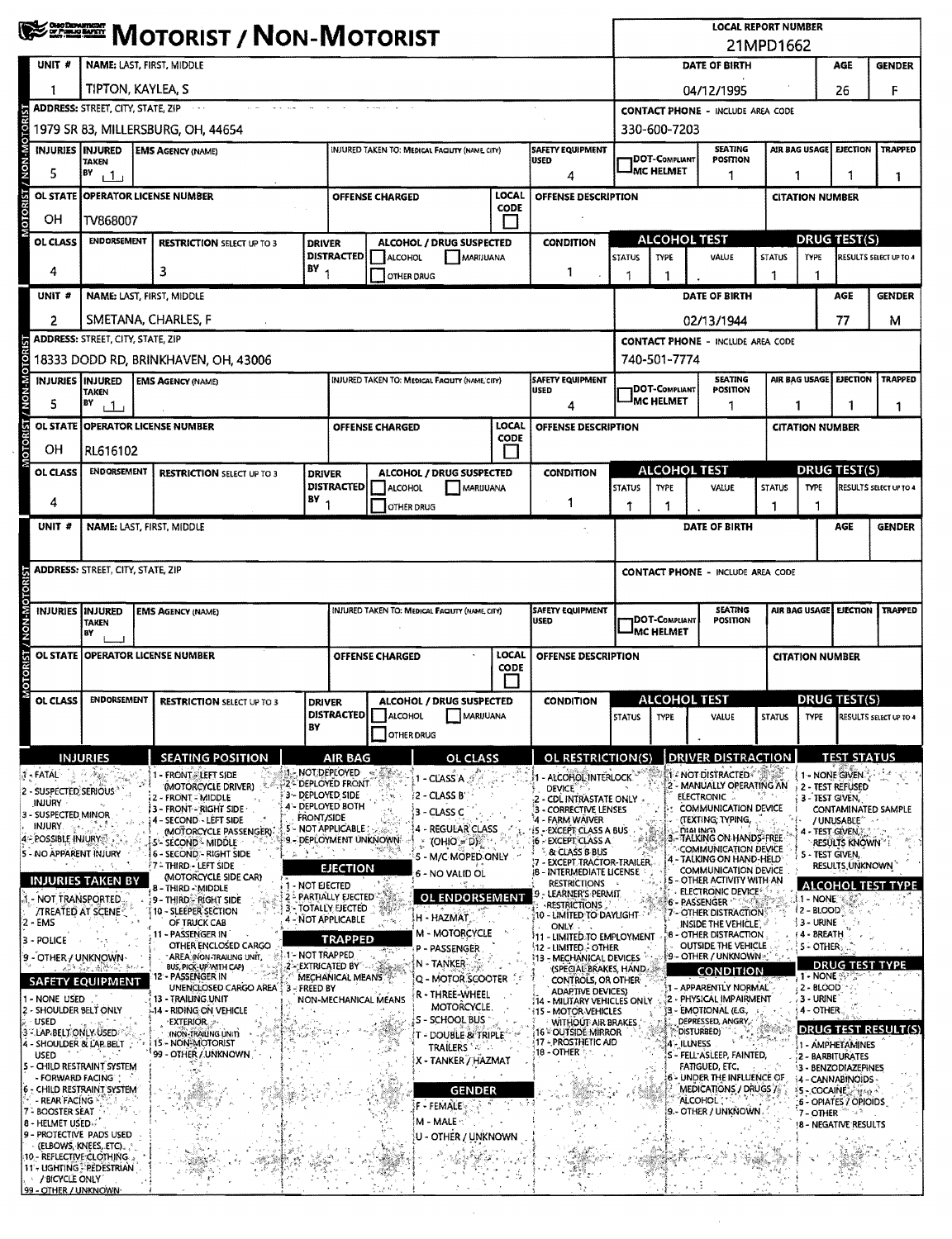# MOTORIST / NON-MOTORIST

**LOCAL REPORT NUMBER:** 21MPD1662

## Unit 1

| UNIT # | NAME: LAST, FIRST, MIDDLE | DATE OF BIRTH | AGE | GENDER |
|---|---|---|---|---|
| 1 | TIPTON, KAYLEA, S | 04/12/1995 | 26 | F |

| ADDRESS: STREET, CITY, STATE, ZIP | CONTACT PHONE - INCLUDE AREA CODE |
|---|---|
| 1979 SR 83, MILLERSBURG, OH, 44654 | 330-600-7203 |

| INJURIES | INJURED TAKEN BY | EMS AGENCY (NAME) | INJURED TAKEN TO: MEDICAL FACILITY (NAME, CITY) | SAFETY EQUIPMENT USED | DOT-COMPLIANT MC HELMET | SEATING POSITION | AIR BAG USAGE | EJECTION | TRAPPED |
|---|---|---|---|---|---|---|---|---|---|
| 5 | 1 | | | 4 | | 1 | 1 | 1 | 1 |

| OL STATE | OPERATOR LICENSE NUMBER | OFFENSE CHARGED | LOCAL CODE | OFFENSE DESCRIPTION | CITATION NUMBER |
|---|---|---|---|---|---|
| OH | TV868007 | | | | |

| OL CLASS | ENDORSEMENT | RESTRICTION SELECT UP TO 3 | DRIVER DISTRACTED BY | ALCOHOL / DRUG SUSPECTED | CONDITION | ALCOHOL TEST STATUS | ALCOHOL TEST TYPE | ALCOHOL TEST VALUE | DRUG TEST STATUS | DRUG TEST TYPE | DRUG TEST RESULTS SELECT UP TO 4 |
|---|---|---|---|---|---|---|---|---|---|---|---|
| 4 | | 3 | 1 | | 1 | 1 | 1 | . | 1 | 1 | |

## Unit 2

| UNIT # | NAME: LAST, FIRST, MIDDLE | DATE OF BIRTH | AGE | GENDER |
|---|---|---|---|---|
| 2 | SMETANA, CHARLES, F | 02/13/1944 | 77 | M |

| ADDRESS: STREET, CITY, STATE, ZIP | CONTACT PHONE - INCLUDE AREA CODE |
|---|---|
| 18333 DODD RD, BRINKHAVEN, OH, 43006 | 740-501-7774 |

| INJURIES | INJURED TAKEN BY | EMS AGENCY (NAME) | INJURED TAKEN TO: MEDICAL FACILITY (NAME, CITY) | SAFETY EQUIPMENT USED | DOT-COMPLIANT MC HELMET | SEATING POSITION | AIR BAG USAGE | EJECTION | TRAPPED |
|---|---|---|---|---|---|---|---|---|---|
| 5 | 1 | | | 4 | | 1 | 1 | 1 | 1 |

| OL STATE | OPERATOR LICENSE NUMBER | OFFENSE CHARGED | LOCAL CODE | OFFENSE DESCRIPTION | CITATION NUMBER |
|---|---|---|---|---|---|
| OH | RL616102 | | | | |

| OL CLASS | ENDORSEMENT | RESTRICTION SELECT UP TO 3 | DRIVER DISTRACTED BY | ALCOHOL / DRUG SUSPECTED | CONDITION | ALCOHOL TEST STATUS | ALCOHOL TEST TYPE | ALCOHOL TEST VALUE | DRUG TEST STATUS | DRUG TEST TYPE | DRUG TEST RESULTS SELECT UP TO 4 |
|---|---|---|---|---|---|---|---|---|---|---|---|
| 4 | | | 1 | | 1 | 1 | 1 | . | 1 | 1 | |

## Unit (blank)

| UNIT # | NAME: LAST, FIRST, MIDDLE | DATE OF BIRTH | AGE | GENDER |
|---|---|---|---|---|
| | | | | |

| ADDRESS: STREET, CITY, STATE, ZIP | CONTACT PHONE - INCLUDE AREA CODE |
|---|---|
| | |

| INJURIES | INJURED TAKEN BY | EMS AGENCY (NAME) | INJURED TAKEN TO: MEDICAL FACILITY (NAME, CITY) | SAFETY EQUIPMENT USED | DOT-COMPLIANT MC HELMET | SEATING POSITION | AIR BAG USAGE | EJECTION | TRAPPED |
|---|---|---|---|---|---|---|---|---|---|
| | | | | | | | | | |

| OL STATE | OPERATOR LICENSE NUMBER | OFFENSE CHARGED | LOCAL CODE | OFFENSE DESCRIPTION | CITATION NUMBER |
|---|---|---|---|---|---|
| | | | | | |

| OL CLASS | ENDORSEMENT | RESTRICTION SELECT UP TO 3 | DRIVER DISTRACTED BY | ALCOHOL / DRUG SUSPECTED | CONDITION | ALCOHOL TEST STATUS | ALCOHOL TEST TYPE | ALCOHOL TEST VALUE | DRUG TEST STATUS | DRUG TEST TYPE | DRUG TEST RESULTS SELECT UP TO 4 |
|---|---|---|---|---|---|---|---|---|---|---|---|
| | | | | | | | | . | | | |

## Codes

**INJURIES**
1 - FATAL
2 - SUSPECTED SERIOUS INJURY
3 - SUSPECTED MINOR INJURY
4 - POSSIBLE INJURY
5 - NO APPARENT INJURY

**INJURIES TAKEN BY**
1 - NOT TRANSPORTED /TREATED AT SCENE
2 - EMS
3 - POLICE
9 - OTHER / UNKNOWN

**SAFETY EQUIPMENT**
1 - NONE USED
2 - SHOULDER BELT ONLY USED
3 - LAP BELT ONLY USED
4 - SHOULDER & LAP BELT USED
5 - CHILD RESTRAINT SYSTEM - FORWARD FACING
6 - CHILD RESTRAINT SYSTEM - REAR FACING
7 - BOOSTER SEAT
8 - HELMET USED
9 - PROTECTIVE PADS USED (ELBOWS, KNEES, ETC)
10 - REFLECTIVE CLOTHING
11 - LIGHTING - PEDESTRIAN / BICYCLE ONLY
99 - OTHER / UNKNOWN

**SEATING POSITION**
1 - FRONT - LEFT SIDE (MOTORCYCLE DRIVER)
2 - FRONT - MIDDLE
3 - FRONT - RIGHT SIDE
4 - SECOND - LEFT SIDE (MOTORCYCLE PASSENGER)
5 - SECOND - MIDDLE
6 - SECOND - RIGHT SIDE
7 - THIRD - LEFT SIDE (MOTORCYCLE SIDE CAR)
8 - THIRD - MIDDLE
9 - THIRD - RIGHT SIDE
10 - SLEEPER SECTION OF TRUCK CAB
11 - PASSENGER IN OTHER ENCLOSED CARGO AREA (NON-TRAILING UNIT, BUS, PICK-UP WITH CAP)
12 - PASSENGER IN UNENCLOSED CARGO AREA
13 - TRAILING UNIT
14 - RIDING ON VEHICLE EXTERIOR (NON-TRAILING UNIT)
15 - NON-MOTORIST
99 - OTHER / UNKNOWN

**AIR BAG**
1 - NOT DEPLOYED
2 - DEPLOYED FRONT
3 - DEPLOYED SIDE
4 - DEPLOYED BOTH FRONT/SIDE
5 - NOT APPLICABLE
9 - DEPLOYMENT UNKNOWN

**EJECTION**
1 - NOT EJECTED
2 - PARTIALLY EJECTED
3 - TOTALLY EJECTED
4 - NOT APPLICABLE

**TRAPPED**
1 - NOT TRAPPED
2 - EXTRICATED BY MECHANICAL MEANS
3 - FREED BY NON-MECHANICAL MEANS

**OL CLASS**
1 - CLASS A
2 - CLASS B
3 - CLASS C
4 - REGULAR CLASS (OHIO = D)
5 - M/C MOPED ONLY
6 - NO VALID OL

**OL ENDORSEMENT**
H - HAZMAT
M - MOTORCYCLE
P - PASSENGER
N - TANKER
Q - MOTOR SCOOTER
R - THREE-WHEEL MOTORCYCLE
S - SCHOOL BUS
T - DOUBLE & TRIPLE TRAILERS
X - TANKER / HAZMAT

**GENDER**
F - FEMALE
M - MALE
U - OTHER / UNKNOWN

**OL RESTRICTION(S)**
1 - ALCOHOL INTERLOCK DEVICE
2 - CDL INTRASTATE ONLY
3 - CORRECTIVE LENSES
4 - FARM WAIVER
5 - EXCEPT CLASS A BUS
6 - EXCEPT CLASS A & CLASS B BUS
7 - EXCEPT TRACTOR-TRAILER
8 - INTERMEDIATE LICENSE RESTRICTIONS
9 - LEARNER'S PERMIT RESTRICTIONS
10 - LIMITED TO DAYLIGHT ONLY
11 - LIMITED TO EMPLOYMENT
12 - LIMITED - OTHER
13 - MECHANICAL DEVICES (SPECIAL BRAKES, HAND CONTROLS, OR OTHER ADAPTIVE DEVICES)
14 - MILITARY VEHICLES ONLY
15 - MOTOR VEHICLES WITHOUT AIR BRAKES
16 - OUTSIDE MIRROR
17 - PROSTHETIC AID
18 - OTHER

**DRIVER DISTRACTION**
1 - NOT DISTRACTED
2 - MANUALLY OPERATING AN ELECTRONIC COMMUNICATION DEVICE (TEXTING, TYPING, DIALING)
3 - TALKING ON HANDS-FREE COMMUNICATION DEVICE
4 - TALKING ON HAND-HELD COMMUNICATION DEVICE
5 - OTHER ACTIVITY WITH AN ELECTRONIC DEVICE
6 - PASSENGER
7 - OTHER DISTRACTION INSIDE THE VEHICLE
8 - OTHER DISTRACTION OUTSIDE THE VEHICLE
9 - OTHER / UNKNOWN

**CONDITION**
1 - APPARENTLY NORMAL
2 - PHYSICAL IMPAIRMENT
3 - EMOTIONAL (E.G., DEPRESSED, ANGRY, DISTURBED)
4 - ILLNESS
5 - FELL ASLEEP, FAINTED, FATIGUED, ETC.
6 - UNDER THE INFLUENCE OF MEDICATIONS / DRUGS / ALCOHOL
9 - OTHER / UNKNOWN

**TEST STATUS**
1 - NONE GIVEN
2 - TEST REFUSED
3 - TEST GIVEN, CONTAMINATED SAMPLE / UNUSABLE
4 - TEST GIVEN, RESULTS KNOWN
5 - TEST GIVEN, RESULTS UNKNOWN

**ALCOHOL TEST TYPE**
1 - NONE
2 - BLOOD
3 - URINE
4 - BREATH
5 - OTHER

**DRUG TEST TYPE**
1 - NONE
2 - BLOOD
3 - URINE
4 - OTHER

**DRUG TEST RESULT(S)**
1 - AMPHETAMINES
2 - BARBITURATES
3 - BENZODIAZEPINES
4 - CANNABINOIDS
5 - COCAINE
6 - OPIATES / OPIOIDS
7 - OTHER
8 - NEGATIVE RESULTS